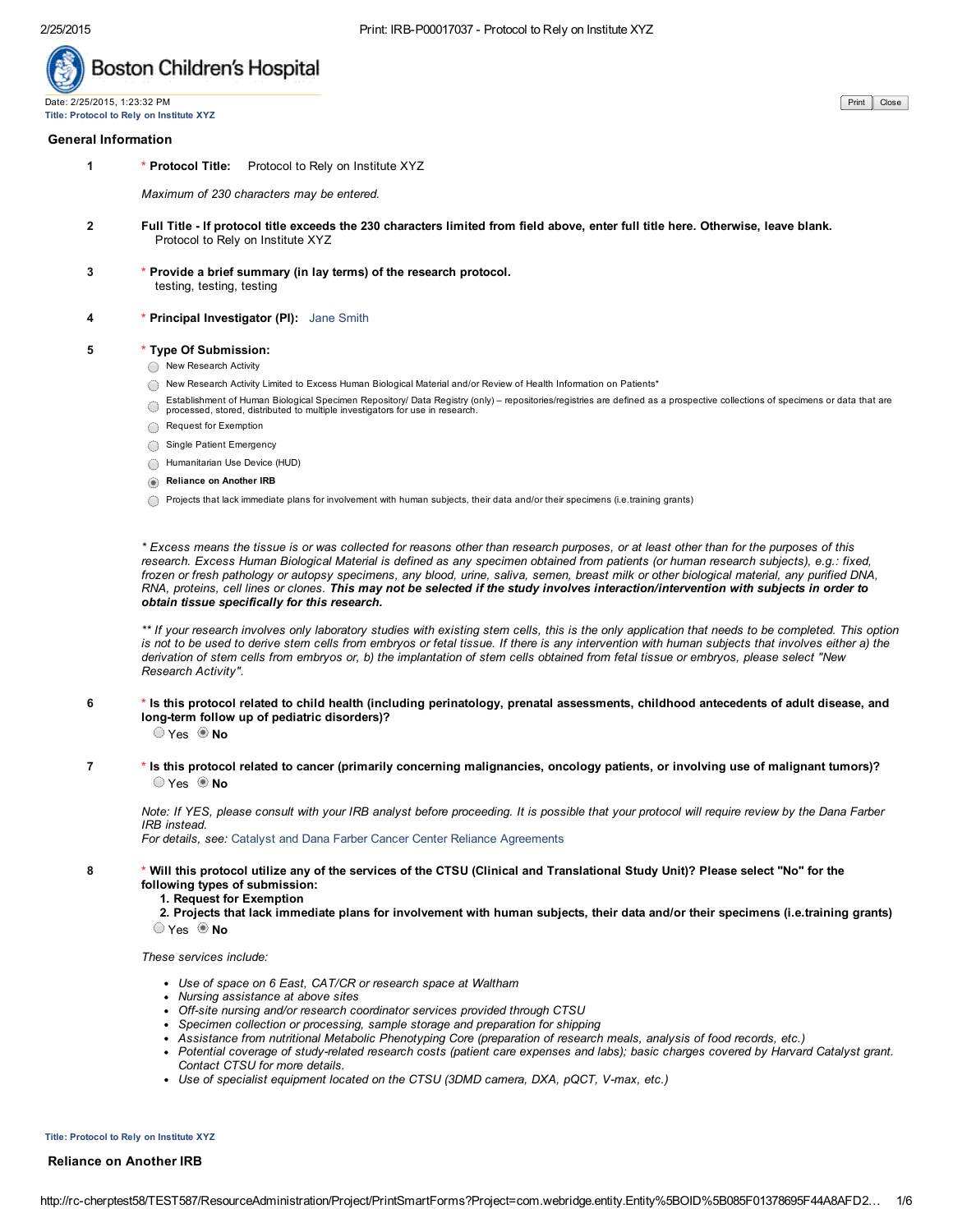Boston Children's Hospital

Date: 2/25/2015, 1:23:32 PM
Title: Protocol to Rely on Institute XYZ

## General Information

1. \* **Protocol Title:** Protocol to Rely on Institute XYZ

   *Maximum of 230 characters may be entered.*

2. **Full Title - If protocol title exceeds the 230 characters limited from field above, enter full title here. Otherwise, leave blank.**
   Protocol to Rely on Institute XYZ

3. \* **Provide a brief summary (in lay terms) of the research protocol.**
   testing, testing, testing

4. \* **Principal Investigator (PI):** Jane Smith

5. \* **Type Of Submission:**
   - ○ New Research Activity
   - ○ New Research Activity Limited to Excess Human Biological Material and/or Review of Health Information on Patients*
   - ○ Establishment of Human Biological Specimen Repository/ Data Registry (only) – repositories/registries are defined as a prospective collections of specimens or data that are processed, stored, distributed to multiple investigators for use in research.
   - ○ Request for Exemption
   - ○ Single Patient Emergency
   - ○ Humanitarian Use Device (HUD)
   - ◉ **Reliance on Another IRB**
   - ○ Projects that lack immediate plans for involvement with human subjects, their data and/or their specimens (i.e.training grants)

   *\* Excess means the tissue is or was collected for reasons other than research purposes, or at least other than for the purposes of this research. Excess Human Biological Material is defined as any specimen obtained from patients (or human research subjects), e.g.: fixed, frozen or fresh pathology or autopsy specimens, any blood, urine, saliva, semen, breast milk or other biological material, any purified DNA, RNA, proteins, cell lines or clones.* ***This may not be selected if the study involves interaction/intervention with subjects in order to obtain tissue specifically for this research.***

   *\*\* If your research involves only laboratory studies with existing stem cells, this is the only application that needs to be completed. This option is not to be used to derive stem cells from embryos or fetal tissue. If there is any intervention with human subjects that involves either a) the derivation of stem cells from embryos or, b) the implantation of stem cells obtained from fetal tissue or embryos, please select "New Research Activity".*

6. \* **Is this protocol related to child health (including perinatology, prenatal assessments, childhood antecedents of adult disease, and long-term follow up of pediatric disorders)?**
   ○ Yes ◉ **No**

7. \* **Is this protocol related to cancer (primarily concerning malignancies, oncology patients, or involving use of malignant tumors)?**
   ○ Yes ◉ **No**

   *Note: If YES, please consult with your IRB analyst before proceeding. It is possible that your protocol will require review by the Dana Farber IRB instead.*
   *For details, see:* Catalyst and Dana Farber Cancer Center Reliance Agreements

8. \* **Will this protocol utilize any of the services of the CTSU (Clinical and Translational Study Unit)? Please select "No" for the following types of submission:**
   **1. Request for Exemption**
   **2. Projects that lack immediate plans for involvement with human subjects, their data and/or their specimens (i.e.training grants)**
   ○ Yes ◉ **No**

   *These services include:*

   - *Use of space on 6 East, CAT/CR or research space at Waltham*
   - *Nursing assistance at above sites*
   - *Off-site nursing and/or research coordinator services provided through CTSU*
   - *Specimen collection or processing, sample storage and preparation for shipping*
   - *Assistance from nutritional Metabolic Phenotyping Core (preparation of research meals, analysis of food records, etc.)*
   - *Potential coverage of study-related research costs (patient care expenses and labs); basic charges covered by Harvard Catalyst grant. Contact CTSU for more details.*
   - *Use of specialist equipment located on the CTSU (3DMD camera, DXA, pQCT, V-max, etc.)*

Title: Protocol to Rely on Institute XYZ

## Reliance on Another IRB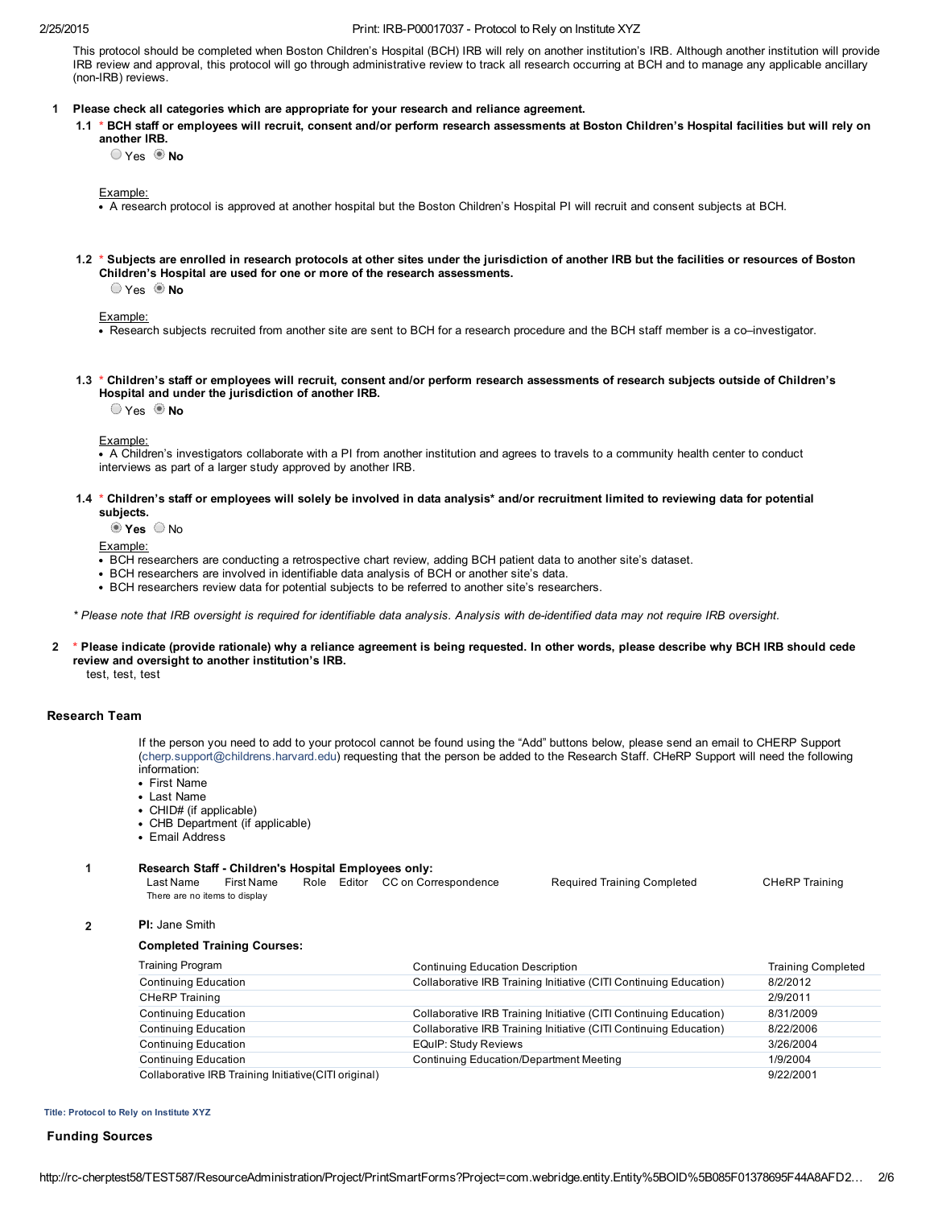This protocol should be completed when Boston Children's Hospital (BCH) IRB will rely on another institution's IRB. Although another institution will provide IRB review and approval, this protocol will go through administrative review to track all research occurring at BCH and to manage any applicable ancillary (non-IRB) reviews.

**1 Please check all categories which are appropriate for your research and reliance agreement.**

**1.1 * BCH staff or employees will recruit, consent and/or perform research assessments at Boston Children's Hospital facilities but will rely on another IRB.**

○ Yes ◉ **No**

Example:

- A research protocol is approved at another hospital but the Boston Children's Hospital PI will recruit and consent subjects at BCH.

**1.2 * Subjects are enrolled in research protocols at other sites under the jurisdiction of another IRB but the facilities or resources of Boston Children's Hospital are used for one or more of the research assessments.**

○ Yes ◉ **No**

Example:

- Research subjects recruited from another site are sent to BCH for a research procedure and the BCH staff member is a co–investigator.

**1.3 * Children's staff or employees will recruit, consent and/or perform research assessments of research subjects outside of Children's Hospital and under the jurisdiction of another IRB.**

○ Yes ◉ **No**

Example:

- A Children's investigators collaborate with a PI from another institution and agrees to travels to a community health center to conduct interviews as part of a larger study approved by another IRB.

**1.4 * Children's staff or employees will solely be involved in data analysis* and/or recruitment limited to reviewing data for potential subjects.**

◉ **Yes** ○ No

Example:

- BCH researchers are conducting a retrospective chart review, adding BCH patient data to another site's dataset.
- BCH researchers are involved in identifiable data analysis of BCH or another site's data.
- BCH researchers review data for potential subjects to be referred to another site's researchers.

*\* Please note that IRB oversight is required for identifiable data analysis. Analysis with de-identified data may not require IRB oversight.*

**2 * Please indicate (provide rationale) why a reliance agreement is being requested. In other words, please describe why BCH IRB should cede review and oversight to another institution's IRB.**

test, test, test

## Research Team

If the person you need to add to your protocol cannot be found using the "Add" buttons below, please send an email to CHERP Support (cherp.support@childrens.harvard.edu) requesting that the person be added to the Research Staff. CHeRP Support will need the following information:

- First Name
- Last Name
- CHID# (if applicable)
- CHB Department (if applicable)
- Email Address

**1 Research Staff - Children's Hospital Employees only:**

| Last Name | First Name | Role | Editor | CC on Correspondence | Required Training Completed | CHeRP Training |
|---|---|---|---|---|---|---|
| There are no items to display | | | | | | |

**2 PI:** Jane Smith

**Completed Training Courses:**

| Training Program | Continuing Education Description | Training Completed |
|---|---|---|
| Continuing Education | Collaborative IRB Training Initiative (CITI Continuing Education) | 8/2/2012 |
| CHeRP Training | | 2/9/2011 |
| Continuing Education | Collaborative IRB Training Initiative (CITI Continuing Education) | 8/31/2009 |
| Continuing Education | Collaborative IRB Training Initiative (CITI Continuing Education) | 8/22/2006 |
| Continuing Education | EQuIP: Study Reviews | 3/26/2004 |
| Continuing Education | Continuing Education/Department Meeting | 1/9/2004 |
| Collaborative IRB Training Initiative(CITI original) | | 9/22/2001 |

**Title: Protocol to Rely on Institute XYZ**

## Funding Sources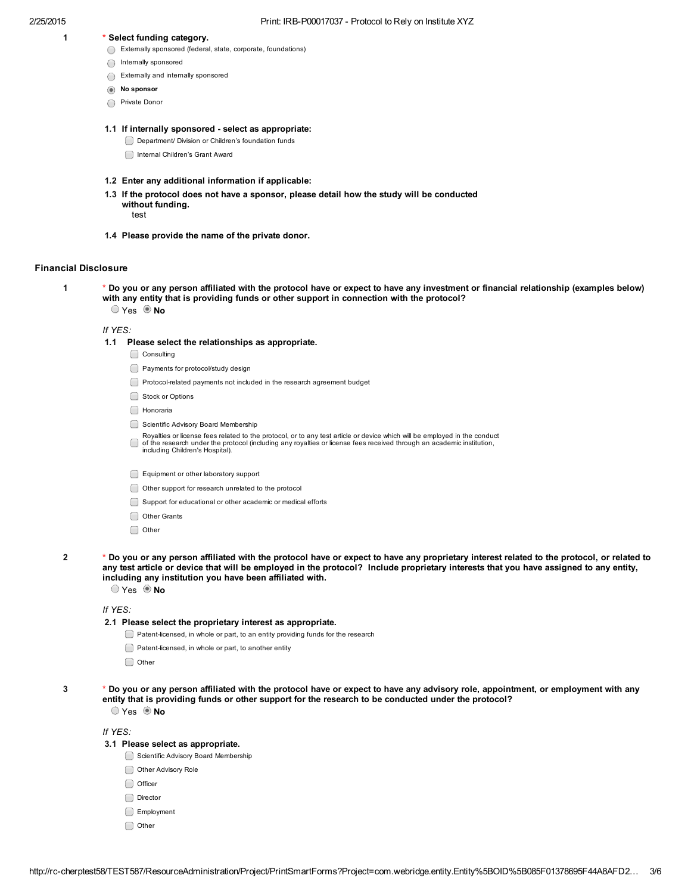1 \* **Select funding category.**

- ( ) Externally sponsored (federal, state, corporate, foundations)
- ( ) Internally sponsored
- ( ) Externally and internally sponsored
- (•) **No sponsor**
- ( ) Private Donor

**1.1 If internally sponsored - select as appropriate:**

- [ ] Department/ Division or Children's foundation funds
- [ ] Internal Children's Grant Award

**1.2 Enter any additional information if applicable:**

**1.3 If the protocol does not have a sponsor, please detail how the study will be conducted without funding.**

test

**1.4 Please provide the name of the private donor.**

## Financial Disclosure

1 \* **Do you or any person affiliated with the protocol have or expect to have any investment or financial relationship (examples below) with any entity that is providing funds or other support in connection with the protocol?**

( ) Yes (•) **No**

*If YES:*

**1.1 Please select the relationships as appropriate.**

- [ ] Consulting
- [ ] Payments for protocol/study design
- [ ] Protocol-related payments not included in the research agreement budget
- [ ] Stock or Options
- [ ] Honoraria
- [ ] Scientific Advisory Board Membership
- [ ] Royalties or license fees related to the protocol, or to any test article or device which will be employed in the conduct of the research under the protocol (including any royalties or license fees received through an academic institution, including Children's Hospital).
- [ ] Equipment or other laboratory support
- [ ] Other support for research unrelated to the protocol
- [ ] Support for educational or other academic or medical efforts
- [ ] Other Grants
- [ ] Other

2 \* **Do you or any person affiliated with the protocol have or expect to have any proprietary interest related to the protocol, or related to any test article or device that will be employed in the protocol? Include proprietary interests that you have assigned to any entity, including any institution you have been affiliated with.**

( ) Yes (•) **No**

*If YES:*

**2.1 Please select the proprietary interest as appropriate.**

- [ ] Patent-licensed, in whole or part, to an entity providing funds for the research
- [ ] Patent-licensed, in whole or part, to another entity
- [ ] Other

3 \* **Do you or any person affiliated with the protocol have or expect to have any advisory role, appointment, or employment with any entity that is providing funds or other support for the research to be conducted under the protocol?**

( ) Yes (•) **No**

*If YES:*

**3.1 Please select as appropriate.**

- [ ] Scientific Advisory Board Membership
- [ ] Other Advisory Role
- [ ] Officer
- [ ] Director
- [ ] Employment
- [ ] Other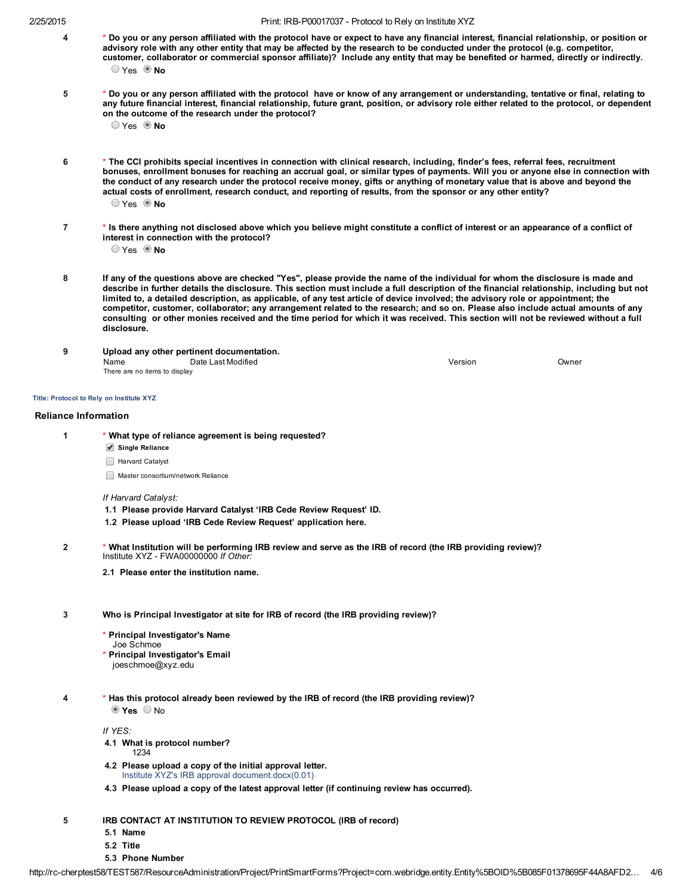**4** \* **Do you or any person affiliated with the protocol have or expect to have any financial interest, financial relationship, or position or advisory role with any other entity that may be affected by the research to be conducted under the protocol (e.g. competitor, customer, collaborator or commercial sponsor affiliate)? Include any entity that may be benefited or harmed, directly or indirectly.**

○ Yes ◉ **No**

**5** \* **Do you or any person affiliated with the protocol have or know of any arrangement or understanding, tentative or final, relating to any future financial interest, financial relationship, future grant, position, or advisory role either related to the protocol, or dependent on the outcome of the research under the protocol?**

○ Yes ◉ **No**

**6** \* **The CCI prohibits special incentives in connection with clinical research, including, finder's fees, referral fees, recruitment bonuses, enrollment bonuses for reaching an accrual goal, or similar types of payments. Will you or anyone else in connection with the conduct of any research under the protocol receive money, gifts or anything of monetary value that is above and beyond the actual costs of enrollment, research conduct, and reporting of results, from the sponsor or any other entity?**

○ Yes ◉ **No**

**7** \* **Is there anything not disclosed above which you believe might constitute a conflict of interest or an appearance of a conflict of interest in connection with the protocol?**

○ Yes ◉ **No**

**8** **If any of the questions above are checked "Yes", please provide the name of the individual for whom the disclosure is made and describe in further details the disclosure. This section must include a full description of the financial relationship, including but not limited to, a detailed description, as applicable, of any test article of device involved; the advisory role or appointment; the competitor, customer, collaborator; any arrangement related to the research; and so on. Please also include actual amounts of any consulting or other monies received and the time period for which it was received. This section will not be reviewed without a full disclosure.**

**9** **Upload any other pertinent documentation.**

| Name | Date Last Modified | Version | Owner |
|---|---|---|---|
| There are no items to display | | | |

**Title: Protocol to Rely on Institute XYZ**

## Reliance Information

**1** \* **What type of reliance agreement is being requested?**

- [x] **Single Reliance**
- [ ] Harvard Catalyst
- [ ] Master consortium/network Reliance

*If Harvard Catalyst:*

**1.1 Please provide Harvard Catalyst 'IRB Cede Review Request' ID.**

**1.2 Please upload 'IRB Cede Review Request' application here.**

**2** \* **What Institution will be performing IRB review and serve as the IRB of record (the IRB providing review)?**
Institute XYZ - FWA00000000 *If Other:*

**2.1 Please enter the institution name.**

**3** **Who is Principal Investigator at site for IRB of record (the IRB providing review)?**

\* **Principal Investigator's Name**
Joe Schmoe

\* **Principal Investigator's Email**
joeschmoe@xyz.edu

**4** \* **Has this protocol already been reviewed by the IRB of record (the IRB providing review)?**

◉ **Yes** ○ No

*If YES:*

**4.1 What is protocol number?**
1234

**4.2 Please upload a copy of the initial approval letter.**
Institute XYZ's IRB approval document.docx(0.01)

**4.3 Please upload a copy of the latest approval letter (if continuing review has occurred).**

**5** **IRB CONTACT AT INSTITUTION TO REVIEW PROTOCOL (IRB of record)**

**5.1 Name**

**5.2 Title**

**5.3 Phone Number**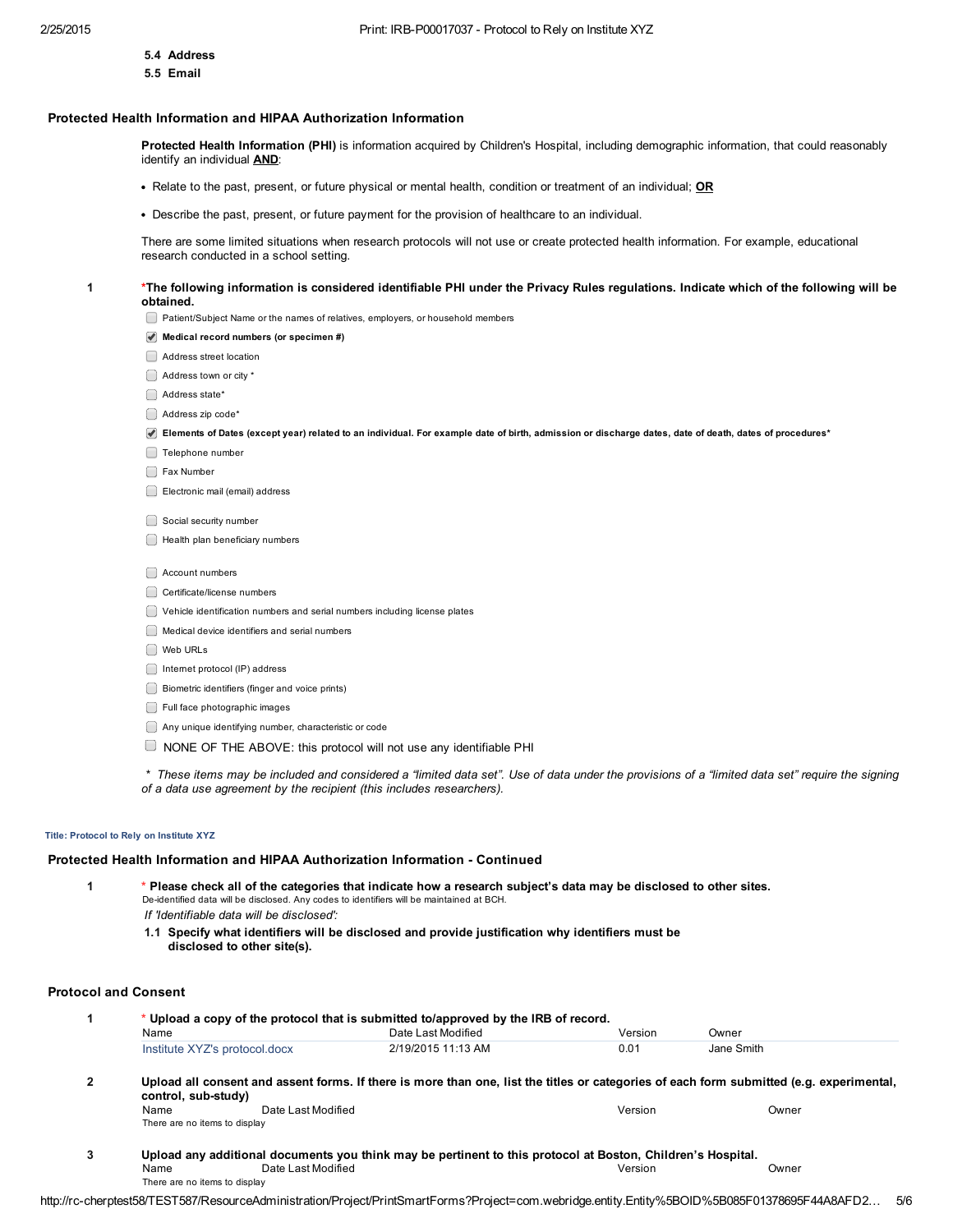5.4 **Address**

5.5 **Email**

## Protected Health Information and HIPAA Authorization Information

**Protected Health Information (PHI)** is information acquired by Children's Hospital, including demographic information, that could reasonably identify an individual **AND**:

- Relate to the past, present, or future physical or mental health, condition or treatment of an individual; **OR**
- Describe the past, present, or future payment for the provision of healthcare to an individual.

There are some limited situations when research protocols will not use or create protected health information. For example, educational research conducted in a school setting.

1 ***The following information is considered identifiable PHI under the Privacy Rules regulations. Indicate which of the following will be obtained.**

- [ ] Patient/Subject Name or the names of relatives, employers, or household members
- [x] **Medical record numbers (or specimen #)**
- [ ] Address street location
- [ ] Address town or city *
- [ ] Address state*
- [ ] Address zip code*
- [x] **Elements of Dates (except year) related to an individual. For example date of birth, admission or discharge dates, date of death, dates of procedures***
- [ ] Telephone number
- [ ] Fax Number
- [ ] Electronic mail (email) address
- [ ] Social security number
- [ ] Health plan beneficiary numbers
- [ ] Account numbers
- [ ] Certificate/license numbers
- [ ] Vehicle identification numbers and serial numbers including license plates
- [ ] Medical device identifiers and serial numbers
- [ ] Web URLs
- [ ] Internet protocol (IP) address
- [ ] Biometric identifiers (finger and voice prints)
- [ ] Full face photographic images
- [ ] Any unique identifying number, characteristic or code
- [ ] NONE OF THE ABOVE: this protocol will not use any identifiable PHI

*\* These items may be included and considered a "limited data set". Use of data under the provisions of a "limited data set" require the signing of a data use agreement by the recipient (this includes researchers).*

**Title: Protocol to Rely on Institute XYZ**

## Protected Health Information and HIPAA Authorization Information - Continued

1 * **Please check all of the categories that indicate how a research subject's data may be disclosed to other sites.**

De-identified data will be disclosed. Any codes to identifiers will be maintained at BCH.

*If 'Identifiable data will be disclosed':*

1.1 **Specify what identifiers will be disclosed and provide justification why identifiers must be disclosed to other site(s).**

## Protocol and Consent

1 * **Upload a copy of the protocol that is submitted to/approved by the IRB of record.**

| Name | Date Last Modified | Version | Owner |
|---|---|---|---|
| Institute XYZ's protocol.docx | 2/19/2015 11:13 AM | 0.01 | Jane Smith |

2 **Upload all consent and assent forms. If there is more than one, list the titles or categories of each form submitted (e.g. experimental, control, sub-study)**

| Name | Date Last Modified | Version | Owner |
|---|---|---|---|
| There are no items to display | | | |

3 **Upload any additional documents you think may be pertinent to this protocol at Boston, Children's Hospital.**

| Name | Date Last Modified | Version | Owner |
|---|---|---|---|
| There are no items to display | | | |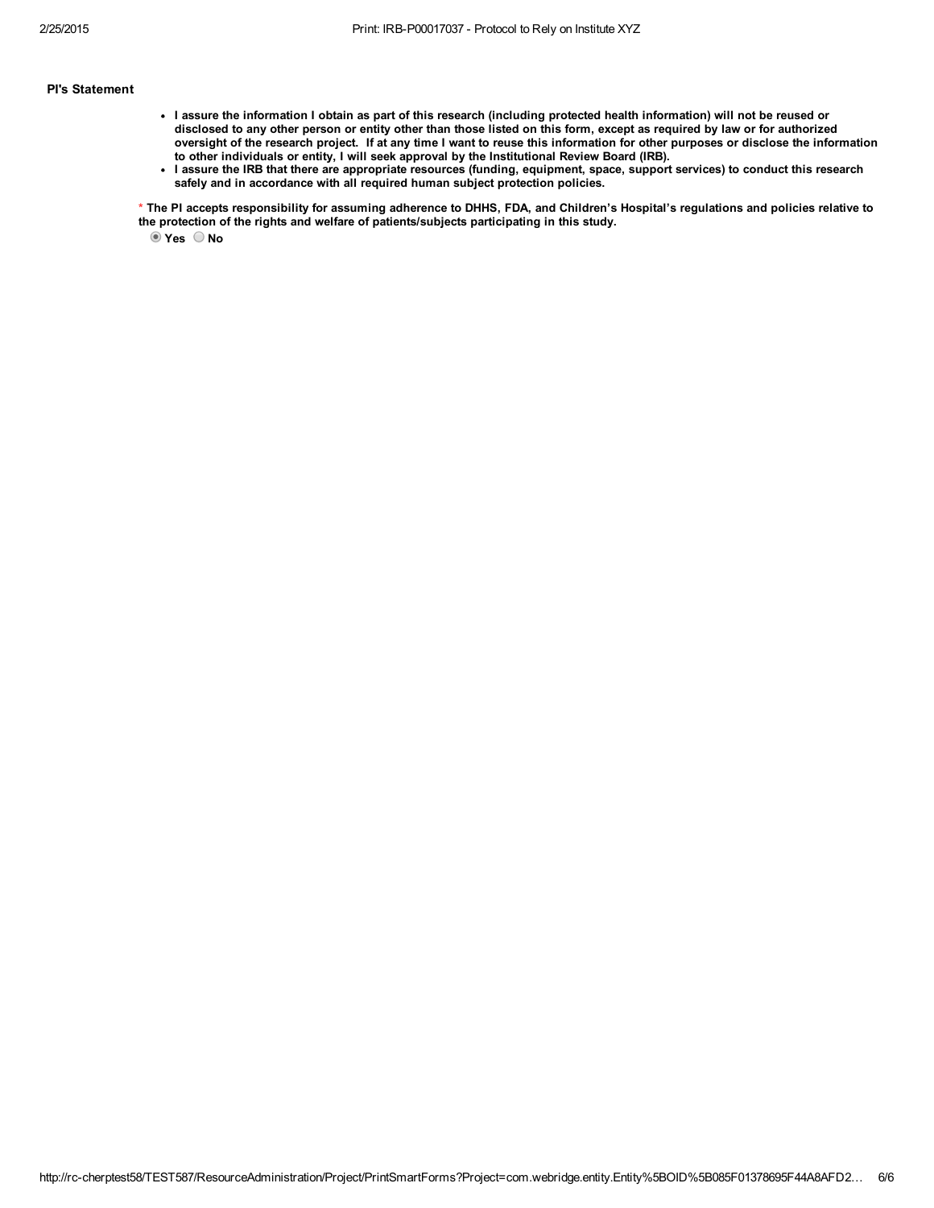**PI's Statement**

- **I assure the information I obtain as part of this research (including protected health information) will not be reused or disclosed to any other person or entity other than those listed on this form, except as required by law or for authorized oversight of the research project. If at any time I want to reuse this information for other purposes or disclose the information to other individuals or entity, I will seek approval by the Institutional Review Board (IRB).**
- **I assure the IRB that there are appropriate resources (funding, equipment, space, support services) to conduct this research safely and in accordance with all required human subject protection policies.**

\* **The PI accepts responsibility for assuming adherence to DHHS, FDA, and Children's Hospital's regulations and policies relative to the protection of the rights and welfare of patients/subjects participating in this study.**

◉ **Yes** ○ **No**